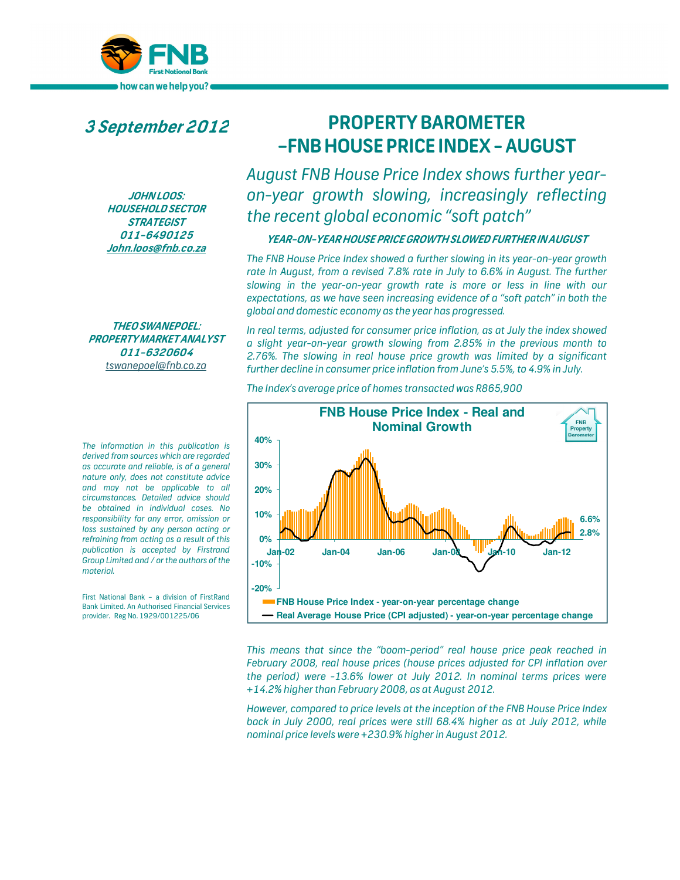**3 September 2012**

# PROPERTY BAROMETER –FNB HOUSE PRICE INDEX – AUGUST

**JOHN LOOS:**
**HOUSEHOLD SECTOR STRATEGIST**
**011-6490125**
**John.loos@fnb.co.za**

**THEO SWANEPOEL:**
**PROPERTY MARKET ANALYST**
**011-6320604**
tswanepoel@fnb.co.za

*The information in this publication is derived from sources which are regarded as accurate and reliable, is of a general nature only, does not constitute advice and may not be applicable to all circumstances. Detailed advice should be obtained in individual cases. No responsibility for any error, omission or loss sustained by any person acting or refraining from acting as a result of this publication is accepted by Firstrand Group Limited and / or the authors of the material.*

First National Bank – a division of FirstRand Bank Limited. An Authorised Financial Services provider. Reg No. 1929/001225/06

## *August FNB House Price Index shows further year-on-year growth slowing, increasingly reflecting the recent global economic "soft patch"*

### *YEAR-ON-YEAR HOUSE PRICE GROWTH SLOWED FURTHER IN AUGUST*

*The FNB House Price Index showed a further slowing in its year-on-year growth rate in August, from a revised 7.8% rate in July to 6.6% in August. The further slowing in the year-on-year growth rate is more or less in line with our expectations, as we have seen increasing evidence of a "soft patch" in both the global and domestic economy as the year has progressed.*

*In real terms, adjusted for consumer price inflation, as at July the index showed a slight year-on-year growth slowing from 2.85% in the previous month to 2.76%. The slowing in real house price growth was limited by a significant further decline in consumer price inflation from June's 5.5%, to 4.9% in July.*

*The Index's average price of homes transacted was R865,900*

**FNB House Price Index - Real and Nominal Growth**

- FNB House Price Index - year-on-year percentage change (6.6%)
- Real Average House Price (CPI adjusted) - year-on-year percentage change (2.8%)

*This means that since the "boom-period" real house price peak reached in February 2008, real house prices (house prices adjusted for CPI inflation over the period) were -13.6% lower at July 2012. In nominal terms prices were +14.2% higher than February 2008, as at August 2012.*

*However, compared to price levels at the inception of the FNB House Price Index back in July 2000, real prices were still 68.4% higher as at July 2012, while nominal price levels were +230.9% higher in August 2012.*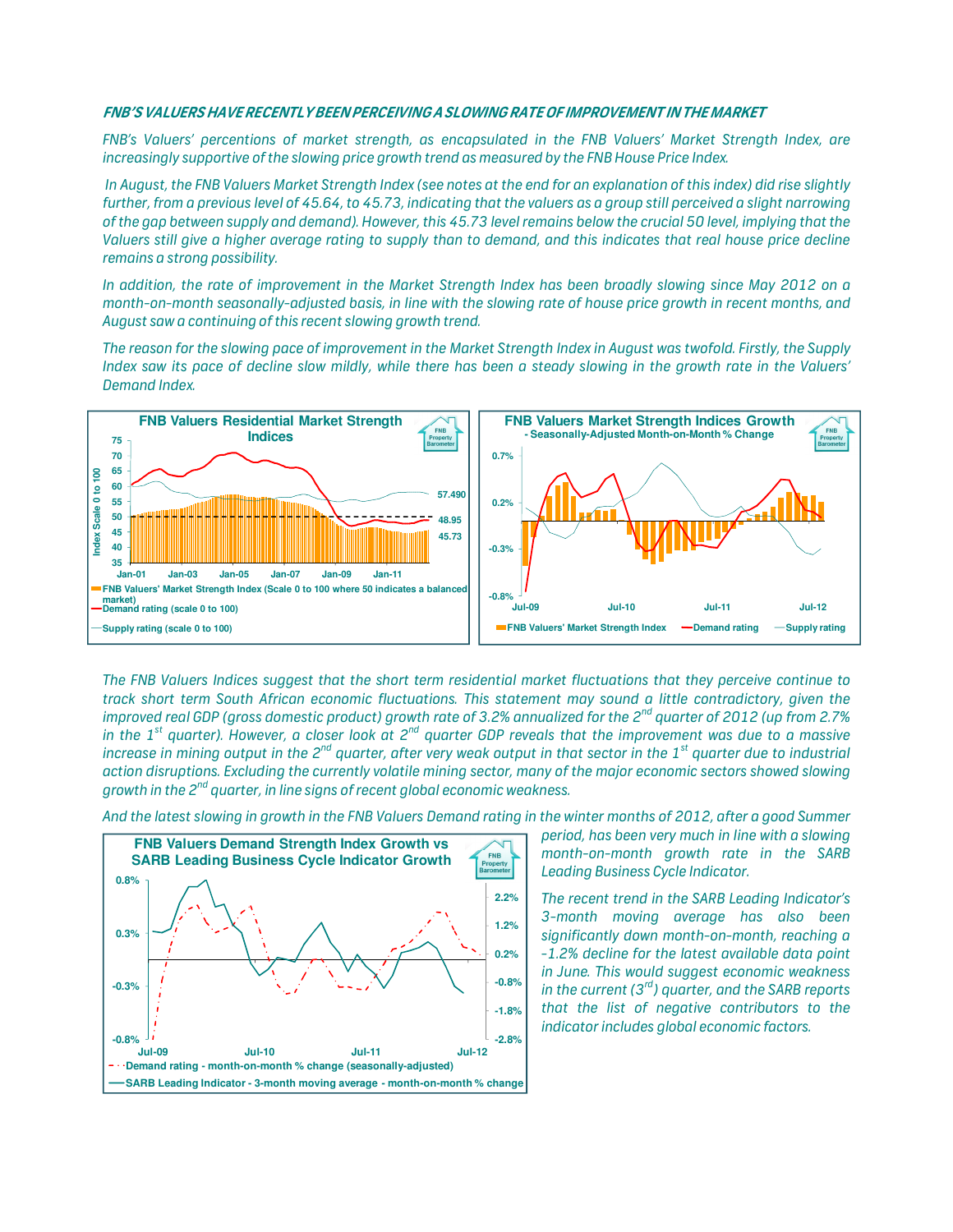### *FNB'S VALUERS HAVE RECENTLY BEEN PERCEIVING A SLOWING RATE OF IMPROVEMENT IN THE MARKET*

*FNB's Valuers' percentions of market strength, as encapsulated in the FNB Valuers' Market Strength Index, are increasingly supportive of the slowing price growth trend as measured by the FNB House Price Index.*

*In August, the FNB Valuers Market Strength Index (see notes at the end for an explanation of this index) did rise slightly further, from a previous level of 45.64, to 45.73, indicating that the valuers as a group still perceived a slight narrowing of the gap between supply and demand). However, this 45.73 level remains below the crucial 50 level, implying that the Valuers still give a higher average rating to supply than to demand, and this indicates that real house price decline remains a strong possibility.*

*In addition, the rate of improvement in the Market Strength Index has been broadly slowing since May 2012 on a month-on-month seasonally-adjusted basis, in line with the slowing rate of house price growth in recent months, and August saw a continuing of this recent slowing growth trend.*

*The reason for the slowing pace of improvement in the Market Strength Index in August was twofold. Firstly, the Supply Index saw its pace of decline slow mildly, while there has been a steady slowing in the growth rate in the Valuers' Demand Index.*

*The FNB Valuers Indices suggest that the short term residential market fluctuations that they perceive continue to track short term South African economic fluctuations. This statement may sound a little contradictory, given the improved real GDP (gross domestic product) growth rate of 3.2% annualized for the 2nd quarter of 2012 (up from 2.7% in the 1st quarter). However, a closer look at 2nd quarter GDP reveals that the improvement was due to a massive increase in mining output in the 2nd quarter, after very weak output in that sector in the 1st quarter due to industrial action disruptions. Excluding the currently volatile mining sector, many of the major economic sectors showed slowing growth in the 2nd quarter, in line signs of recent global economic weakness.*

*And the latest slowing in growth in the FNB Valuers Demand rating in the winter months of 2012, after a good Summer period, has been very much in line with a slowing month-on-month growth rate in the SARB Leading Business Cycle Indicator.*

*The recent trend in the SARB Leading Indicator's 3-month moving average has also been significantly down month-on-month, reaching a -1.2% decline for the latest available data point in June. This would suggest economic weakness in the current (3rd) quarter, and the SARB reports that the list of negative contributors to the indicator includes global economic factors.*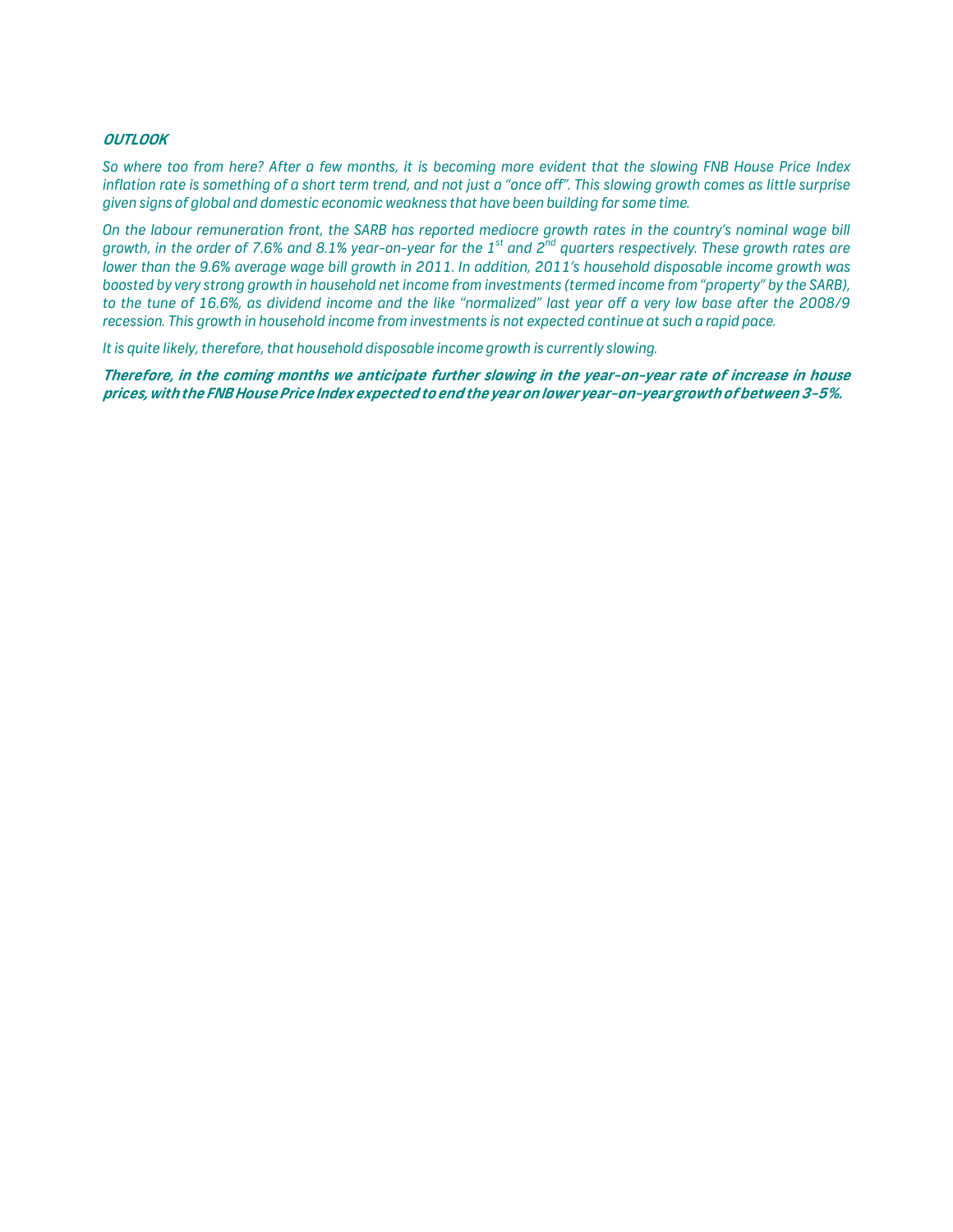***OUTLOOK***

*So where too from here? After a few months, it is becoming more evident that the slowing FNB House Price Index inflation rate is something of a short term trend, and not just a "once off". This slowing growth comes as little surprise given signs of global and domestic economic weakness that have been building for some time.*

*On the labour remuneration front, the SARB has reported mediocre growth rates in the country's nominal wage bill growth, in the order of 7.6% and 8.1% year-on-year for the 1st and 2nd quarters respectively. These growth rates are lower than the 9.6% average wage bill growth in 2011. In addition, 2011's household disposable income growth was boosted by very strong growth in household net income from investments (termed income from "property" by the SARB), to the tune of 16.6%, as dividend income and the like "normalized" last year off a very low base after the 2008/9 recession. This growth in household income from investments is not expected continue at such a rapid pace.*

*It is quite likely, therefore, that household disposable income growth is currently slowing.*

***Therefore, in the coming months we anticipate further slowing in the year-on-year rate of increase in house prices, with the FNB House Price Index expected to end the year on lower year-on-year growth of between 3-5%.***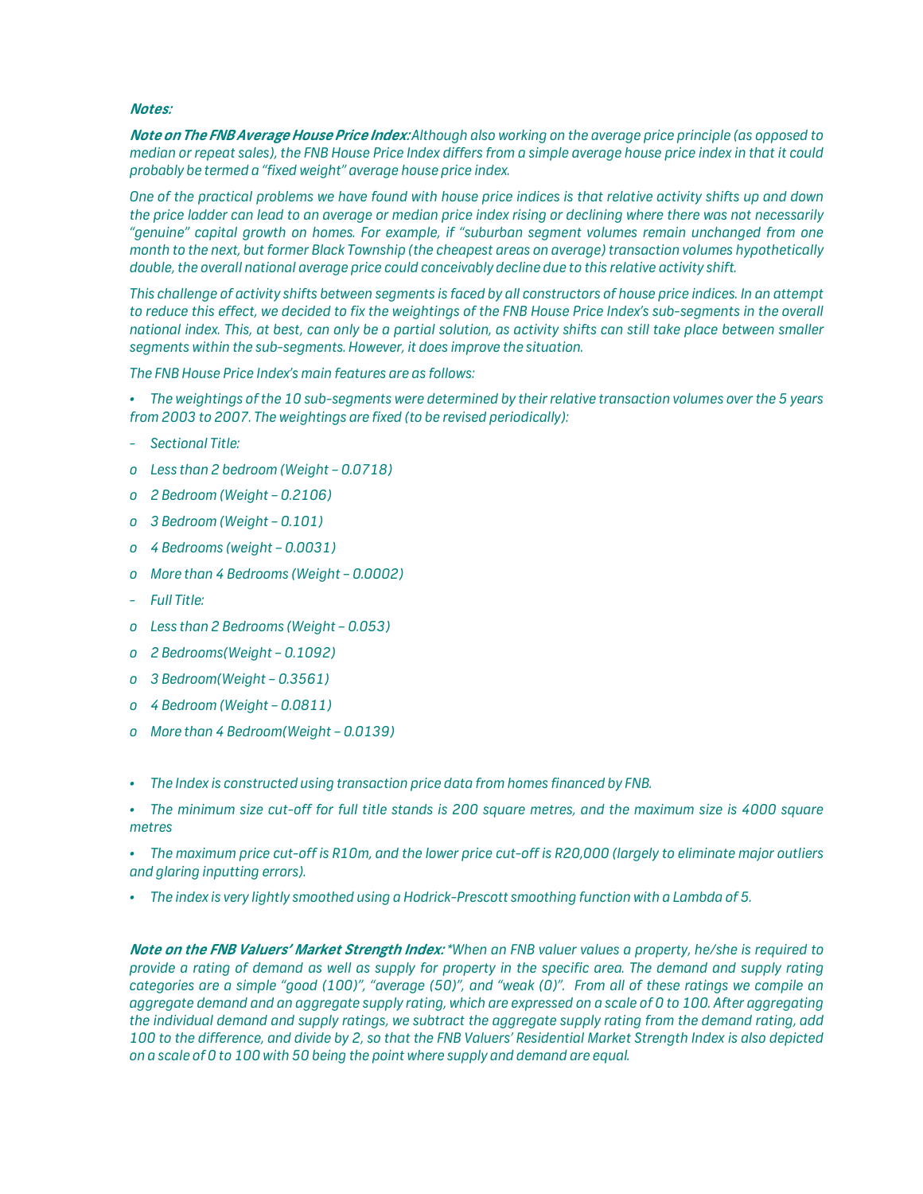***Notes:***

***Note on The FNB Average House Price Index:*** *Although also working on the average price principle (as opposed to median or repeat sales), the FNB House Price Index differs from a simple average house price index in that it could probably be termed a "fixed weight" average house price index.*

*One of the practical problems we have found with house price indices is that relative activity shifts up and down the price ladder can lead to an average or median price index rising or declining where there was not necessarily "genuine" capital growth on homes. For example, if "suburban segment volumes remain unchanged from one month to the next, but former Black Township (the cheapest areas on average) transaction volumes hypothetically double, the overall national average price could conceivably decline due to this relative activity shift.*

*This challenge of activity shifts between segments is faced by all constructors of house price indices. In an attempt to reduce this effect, we decided to fix the weightings of the FNB House Price Index's sub-segments in the overall national index. This, at best, can only be a partial solution, as activity shifts can still take place between smaller segments within the sub-segments. However, it does improve the situation.*

*The FNB House Price Index's main features are as follows:*

- *The weightings of the 10 sub-segments were determined by their relative transaction volumes over the 5 years from 2003 to 2007. The weightings are fixed (to be revised periodically):*
  - *Sectional Title:*
    - *Less than 2 bedroom (Weight – 0.0718)*
    - *2 Bedroom (Weight – 0.2106)*
    - *3 Bedroom (Weight – 0.101)*
    - *4 Bedrooms (weight – 0.0031)*
    - *More than 4 Bedrooms (Weight – 0.0002)*
  - *Full Title:*
    - *Less than 2 Bedrooms (Weight – 0.053)*
    - *2 Bedrooms(Weight – 0.1092)*
    - *3 Bedroom(Weight – 0.3561)*
    - *4 Bedroom (Weight – 0.0811)*
    - *More than 4 Bedroom(Weight – 0.0139)*
- *The Index is constructed using transaction price data from homes financed by FNB.*
- *The minimum size cut-off for full title stands is 200 square metres, and the maximum size is 4000 square metres*
- *The maximum price cut-off is R10m, and the lower price cut-off is R20,000 (largely to eliminate major outliers and glaring inputting errors).*
- *The index is very lightly smoothed using a Hodrick-Prescott smoothing function with a Lambda of 5.*

***Note on the FNB Valuers' Market Strength Index:*** *\*When an FNB valuer values a property, he/she is required to provide a rating of demand as well as supply for property in the specific area. The demand and supply rating categories are a simple "good (100)", "average (50)", and "weak (0)". From all of these ratings we compile an aggregate demand and an aggregate supply rating, which are expressed on a scale of 0 to 100. After aggregating the individual demand and supply ratings, we subtract the aggregate supply rating from the demand rating, add 100 to the difference, and divide by 2, so that the FNB Valuers' Residential Market Strength Index is also depicted on a scale of 0 to 100 with 50 being the point where supply and demand are equal.*